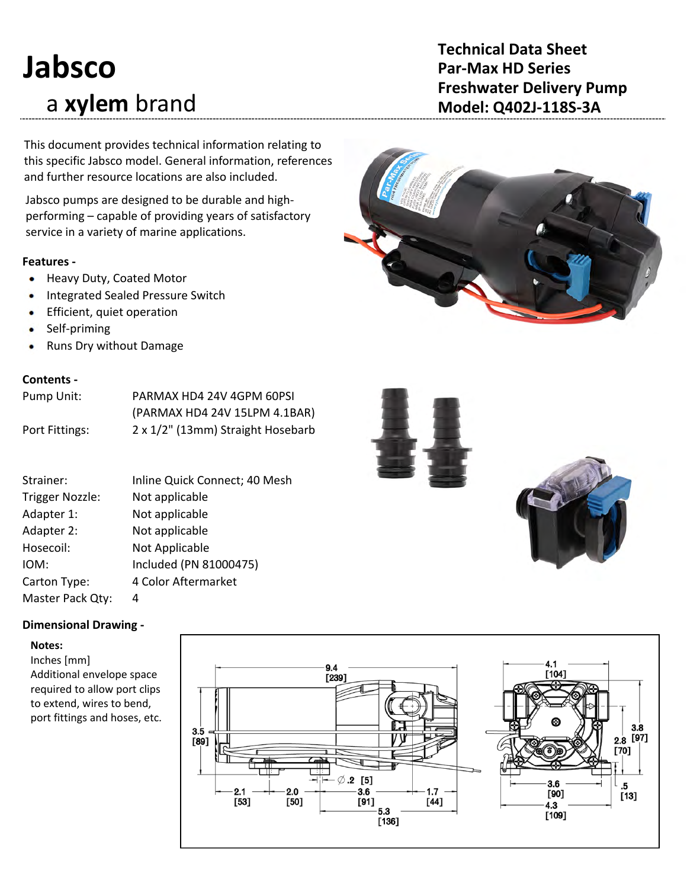# Jabsco

## a **xylem** brand

**Technical Data Sheet**
**Par-Max HD Series**
**Freshwater Delivery Pump**
**Model: Q402J-118S-3A**

This document provides technical information relating to this specific Jabsco model. General information, references and further resource locations are also included.

Jabsco pumps are designed to be durable and high-performing – capable of providing years of satisfactory service in a variety of marine applications.

**Features -**

- Heavy Duty, Coated Motor
- Integrated Sealed Pressure Switch
- Efficient, quiet operation
- Self-priming
- Runs Dry without Damage

**Contents -**

| | |
|---|---|
| Pump Unit: | PARMAX HD4 24V 4GPM 60PSI (PARMAX HD4 24V 15LPM 4.1BAR) |
| Port Fittings: | 2 x 1/2" (13mm) Straight Hosebarb |
| Strainer: | Inline Quick Connect; 40 Mesh |
| Trigger Nozzle: | Not applicable |
| Adapter 1: | Not applicable |
| Adapter 2: | Not applicable |
| Hosecoil: | Not Applicable |
| IOM: | Included (PN 81000475) |
| Carton Type: | 4 Color Aftermarket |
| Master Pack Qty: | 4 |

**Dimensional Drawing -**

**Notes:**
Inches [mm]
Additional envelope space required to allow port clips to extend, wires to bend, port fittings and hoses, etc.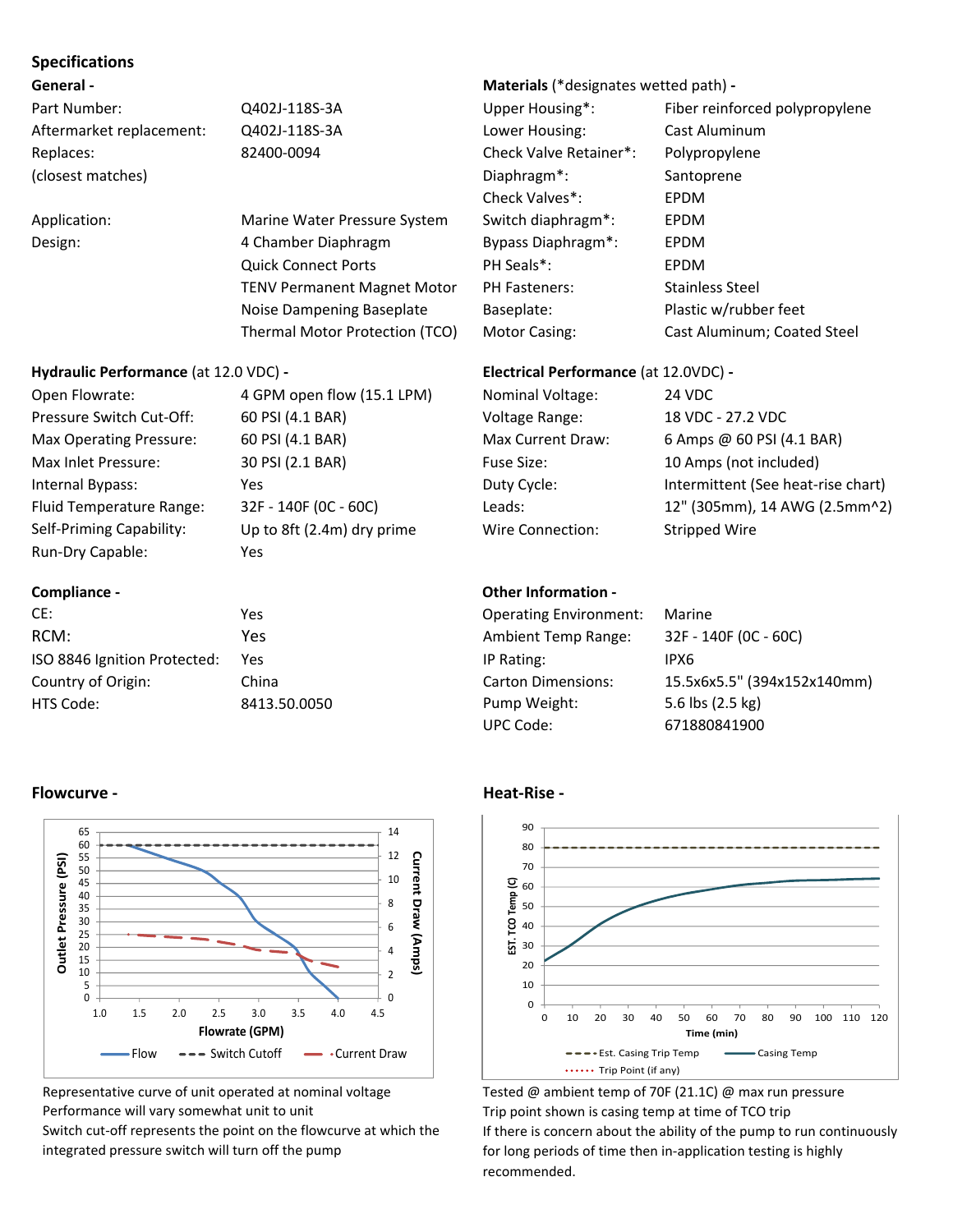## Specifications

### General -

| | |
|---|---|
| Part Number: | Q402J-118S-3A |
| Aftermarket replacement: | Q402J-118S-3A |
| Replaces: (closest matches) | 82400-0094 |
| Application: | Marine Water Pressure System |
| Design: | 4 Chamber Diaphragm<br>Quick Connect Ports<br>TENV Permanent Magnet Motor<br>Noise Dampening Baseplate<br>Thermal Motor Protection (TCO) |

### Materials (*designates wetted path) -

| | |
|---|---|
| Upper Housing*: | Fiber reinforced polypropylene |
| Lower Housing: | Cast Aluminum |
| Check Valve Retainer*: | Polypropylene |
| Diaphragm*: | Santoprene |
| Check Valves*: | EPDM |
| Switch diaphragm*: | EPDM |
| Bypass Diaphragm*: | EPDM |
| PH Seals*: | EPDM |
| PH Fasteners: | Stainless Steel |
| Baseplate: | Plastic w/rubber feet |
| Motor Casing: | Cast Aluminum; Coated Steel |

### Hydraulic Performance (at 12.0 VDC) -

| | |
|---|---|
| Open Flowrate: | 4 GPM open flow (15.1 LPM) |
| Pressure Switch Cut-Off: | 60 PSI (4.1 BAR) |
| Max Operating Pressure: | 60 PSI (4.1 BAR) |
| Max Inlet Pressure: | 30 PSI (2.1 BAR) |
| Internal Bypass: | Yes |
| Fluid Temperature Range: | 32F - 140F (0C - 60C) |
| Self-Priming Capability: | Up to 8ft (2.4m) dry prime |
| Run-Dry Capable: | Yes |

### Electrical Performance (at 12.0VDC) -

| | |
|---|---|
| Nominal Voltage: | 24 VDC |
| Voltage Range: | 18 VDC - 27.2 VDC |
| Max Current Draw: | 6 Amps @ 60 PSI (4.1 BAR) |
| Fuse Size: | 10 Amps (not included) |
| Duty Cycle: | Intermittent (See heat-rise chart) |
| Leads: | 12" (305mm), 14 AWG (2.5mm^2) |
| Wire Connection: | Stripped Wire |

### Compliance -

| | |
|---|---|
| CE: | Yes |
| RCM: | Yes |
| ISO 8846 Ignition Protected: | Yes |
| Country of Origin: | China |
| HTS Code: | 8413.50.0050 |

### Other Information -

| | |
|---|---|
| Operating Environment: | Marine |
| Ambient Temp Range: | 32F - 140F (0C - 60C) |
| IP Rating: | IPX6 |
| Carton Dimensions: | 15.5x6x5.5" (394x152x140mm) |
| Pump Weight: | 5.6 lbs (2.5 kg) |
| UPC Code: | 671880841900 |

### Flowcurve -

Representative curve of unit operated at nominal voltage
Performance will vary somewhat unit to unit
Switch cut-off represents the point on the flowcurve at which the integrated pressure switch will turn off the pump

### Heat-Rise -

Tested @ ambient temp of 70F (21.1C) @ max run pressure
Trip point shown is casing temp at time of TCO trip
If there is concern about the ability of the pump to run continuously for long periods of time then in-application testing is highly recommended.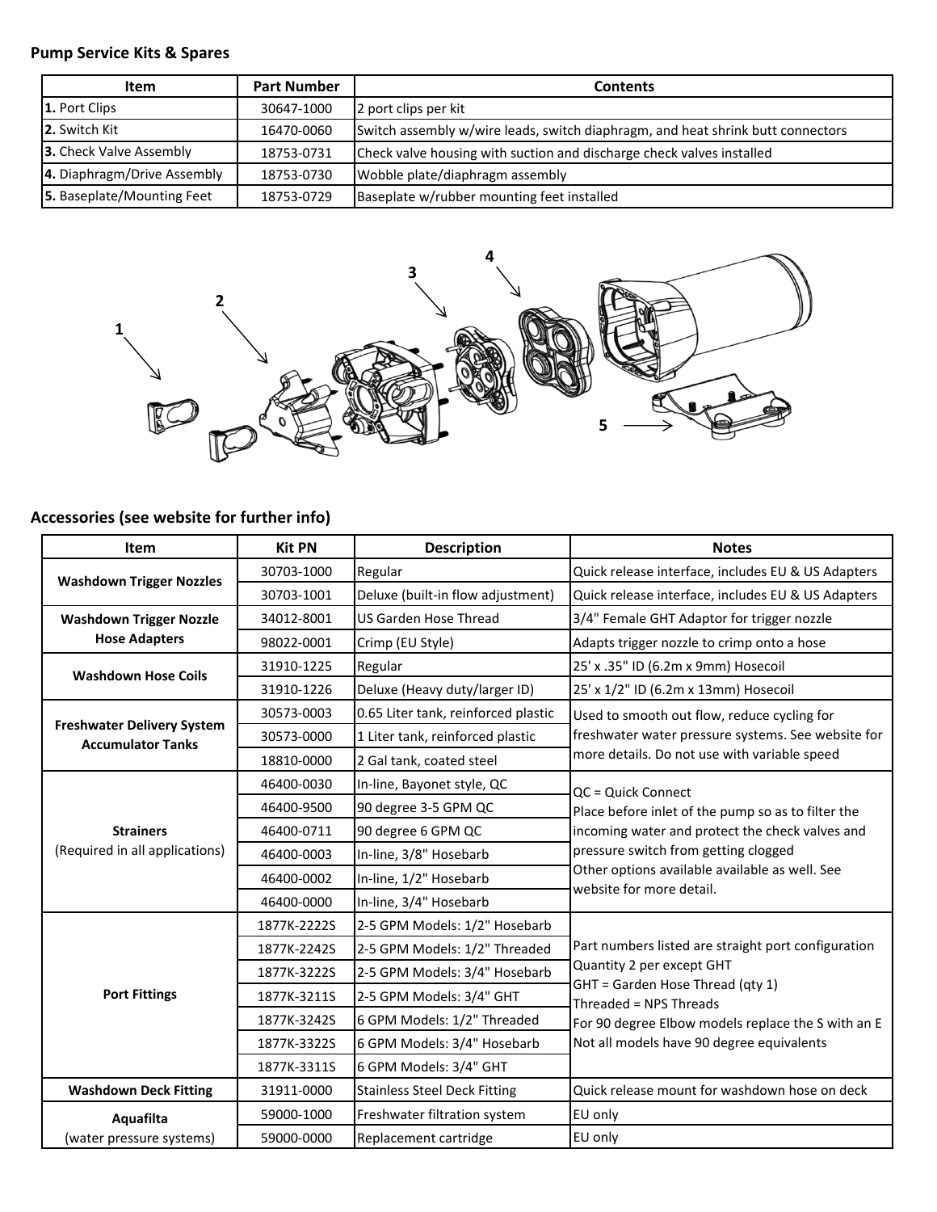**Pump Service Kits & Spares**

| Item | Part Number | Contents |
|---|---|---|
| **1.** Port Clips | 30647-1000 | 2 port clips per kit |
| **2.** Switch Kit | 16470-0060 | Switch assembly w/wire leads, switch diaphragm, and heat shrink butt connectors |
| **3.** Check Valve Assembly | 18753-0731 | Check valve housing with suction and discharge check valves installed |
| **4.** Diaphragm/Drive Assembly | 18753-0730 | Wobble plate/diaphragm assembly |
| **5.** Baseplate/Mounting Feet | 18753-0729 | Baseplate w/rubber mounting feet installed |

**Accessories (see website for further info)**

| Item | Kit PN | Description | Notes |
|---|---|---|---|
| **Washdown Trigger Nozzles** | 30703-1000 | Regular | Quick release interface, includes EU & US Adapters |
| | 30703-1001 | Deluxe (built-in flow adjustment) | Quick release interface, includes EU & US Adapters |
| **Washdown Trigger Nozzle Hose Adapters** | 34012-8001 | US Garden Hose Thread | 3/4" Female GHT Adaptor for trigger nozzle |
| | 98022-0001 | Crimp (EU Style) | Adapts trigger nozzle to crimp onto a hose |
| **Washdown Hose Coils** | 31910-1225 | Regular | 25' x .35" ID (6.2m x 9mm) Hosecoil |
| | 31910-1226 | Deluxe (Heavy duty/larger ID) | 25' x 1/2" ID (6.2m x 13mm) Hosecoil |
| **Freshwater Delivery System Accumulator Tanks** | 30573-0003 | 0.65 Liter tank, reinforced plastic | Used to smooth out flow, reduce cycling for freshwater water pressure systems. See website for more details. Do not use with variable speed |
| | 30573-0000 | 1 Liter tank, reinforced plastic | |
| | 18810-0000 | 2 Gal tank, coated steel | |
| **Strainers** (Required in all applications) | 46400-0030 | In-line, Bayonet style, QC | QC = Quick Connect<br>Place before inlet of the pump so as to filter the incoming water and protect the check valves and pressure switch from getting clogged<br>Other options available available as well. See website for more detail. |
| | 46400-9500 | 90 degree 3-5 GPM QC | |
| | 46400-0711 | 90 degree 6 GPM QC | |
| | 46400-0003 | In-line, 3/8" Hosebarb | |
| | 46400-0002 | In-line, 1/2" Hosebarb | |
| | 46400-0000 | In-line, 3/4" Hosebarb | |
| **Port Fittings** | 1877K-2222S | 2-5 GPM Models: 1/2" Hosebarb | Part numbers listed are straight port configuration<br>Quantity 2 per except GHT<br>GHT = Garden Hose Thread (qty 1)<br>Threaded = NPS Threads<br>For 90 degree Elbow models replace the S with an E<br>Not all models have 90 degree equivalents |
| | 1877K-2242S | 2-5 GPM Models: 1/2" Threaded | |
| | 1877K-3222S | 2-5 GPM Models: 3/4" Hosebarb | |
| | 1877K-3211S | 2-5 GPM Models: 3/4" GHT | |
| | 1877K-3242S | 6 GPM Models: 1/2" Threaded | |
| | 1877K-3322S | 6 GPM Models: 3/4" Hosebarb | |
| | 1877K-3311S | 6 GPM Models: 3/4" GHT | |
| **Washdown Deck Fitting** | 31911-0000 | Stainless Steel Deck Fitting | Quick release mount for washdown hose on deck |
| **Aquafilta** (water pressure systems) | 59000-1000 | Freshwater filtration system | EU only |
| | 59000-0000 | Replacement cartridge | EU only |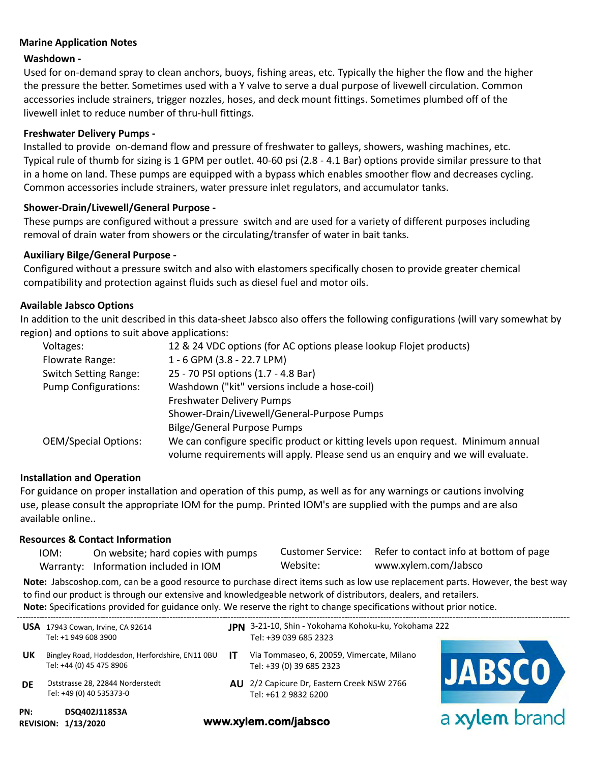## Marine Application Notes

### Washdown -

Used for on-demand spray to clean anchors, buoys, fishing areas, etc. Typically the higher the flow and the higher the pressure the better. Sometimes used with a Y valve to serve a dual purpose of livewell circulation. Common accessories include strainers, trigger nozzles, hoses, and deck mount fittings. Sometimes plumbed off of the livewell inlet to reduce number of thru-hull fittings.

### Freshwater Delivery Pumps -

Installed to provide on-demand flow and pressure of freshwater to galleys, showers, washing machines, etc. Typical rule of thumb for sizing is 1 GPM per outlet. 40-60 psi (2.8 - 4.1 Bar) options provide similar pressure to that in a home on land. These pumps are equipped with a bypass which enables smoother flow and decreases cycling. Common accessories include strainers, water pressure inlet regulators, and accumulator tanks.

### Shower-Drain/Livewell/General Purpose -

These pumps are configured without a pressure switch and are used for a variety of different purposes including removal of drain water from showers or the circulating/transfer of water in bait tanks.

### Auxiliary Bilge/General Purpose -

Configured without a pressure switch and also with elastomers specifically chosen to provide greater chemical compatibility and protection against fluids such as diesel fuel and motor oils.

## Available Jabsco Options

In addition to the unit described in this data-sheet Jabsco also offers the following configurations (will vary somewhat by region) and options to suit above applications:

| | |
|---|---|
| Voltages: | 12 & 24 VDC options (for AC options please lookup Flojet products) |
| Flowrate Range: | 1 - 6 GPM (3.8 - 22.7 LPM) |
| Switch Setting Range: | 25 - 70 PSI options (1.7 - 4.8 Bar) |
| Pump Configurations: | Washdown ("kit" versions include a hose-coil) |
| | Freshwater Delivery Pumps |
| | Shower-Drain/Livewell/General-Purpose Pumps |
| | Bilge/General Purpose Pumps |
| OEM/Special Options: | We can configure specific product or kitting levels upon request. Minimum annual volume requirements will apply. Please send us an enquiry and we will evaluate. |

## Installation and Operation

For guidance on proper installation and operation of this pump, as well as for any warnings or cautions involving use, please consult the appropriate IOM for the pump. Printed IOM's are supplied with the pumps and are also available online..

## Resources & Contact Information

| | | | |
|---|---|---|---|
| IOM: | On website; hard copies with pumps | Customer Service: | Refer to contact info at bottom of page |
| Warranty: | Information included in IOM | Website: | www.xylem.com/Jabsco |

**Note:** Jabscoshop.com, can be a good resource to purchase direct items such as low use replacement parts. However, the best way to find our product is through our extensive and knowledgeable network of distributors, dealers, and retailers.

**Note:** Specifications provided for guidance only. We reserve the right to change specifications without prior notice.

---

**USA** 17943 Cowan, Irvine, CA 92614
Tel: +1 949 608 3900

**UK** Bingley Road, Hoddesdon, Herfordshire, EN11 0BU
Tel: +44 (0) 45 475 8906

**DE** Oststrasse 28, 22844 Norderstedt
Tel: +49 (0) 40 535373-0

**JPN** 3-21-10, Shin - Yokohama Kohoku-ku, Yokohama 222
Tel: +39 039 685 2323

**IT** Via Tommaseo, 6, 20059, Vimercate, Milano
Tel: +39 (0) 39 685 2323

**AU** 2/2 Capicure Dr, Eastern Creek NSW 2766
Tel: +61 2 9832 6200

JABSCO
a xylem brand

**PN: DSQ402J118S3A**
**REVISION: 1/13/2020**

**www.xylem.com/jabsco**